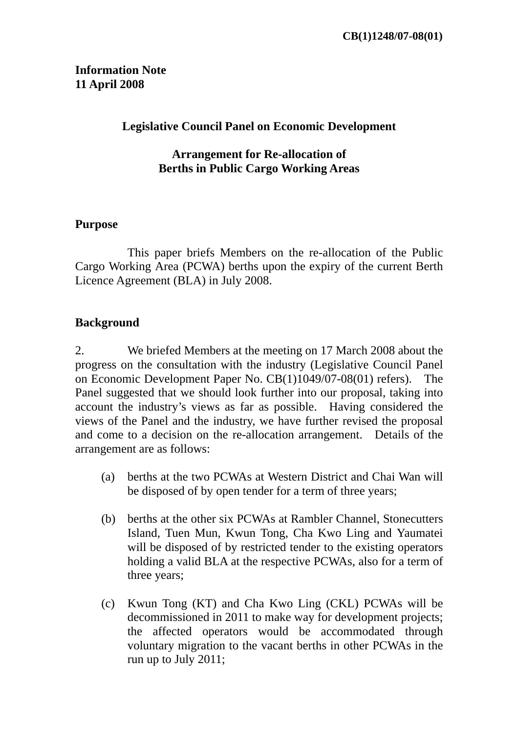**CB(1)1248/07-08(01)**

**Information Note**
**11 April 2008**

**Legislative Council Panel on Economic Development**

**Arrangement for Re-allocation of Berths in Public Cargo Working Areas**

## Purpose

This paper briefs Members on the re-allocation of the Public Cargo Working Area (PCWA) berths upon the expiry of the current Berth Licence Agreement (BLA) in July 2008.

## Background

2. We briefed Members at the meeting on 17 March 2008 about the progress on the consultation with the industry (Legislative Council Panel on Economic Development Paper No. CB(1)1049/07-08(01) refers). The Panel suggested that we should look further into our proposal, taking into account the industry's views as far as possible. Having considered the views of the Panel and the industry, we have further revised the proposal and come to a decision on the re-allocation arrangement. Details of the arrangement are as follows:

(a) berths at the two PCWAs at Western District and Chai Wan will be disposed of by open tender for a term of three years;

(b) berths at the other six PCWAs at Rambler Channel, Stonecutters Island, Tuen Mun, Kwun Tong, Cha Kwo Ling and Yaumatei will be disposed of by restricted tender to the existing operators holding a valid BLA at the respective PCWAs, also for a term of three years;

(c) Kwun Tong (KT) and Cha Kwo Ling (CKL) PCWAs will be decommissioned in 2011 to make way for development projects; the affected operators would be accommodated through voluntary migration to the vacant berths in other PCWAs in the run up to July 2011;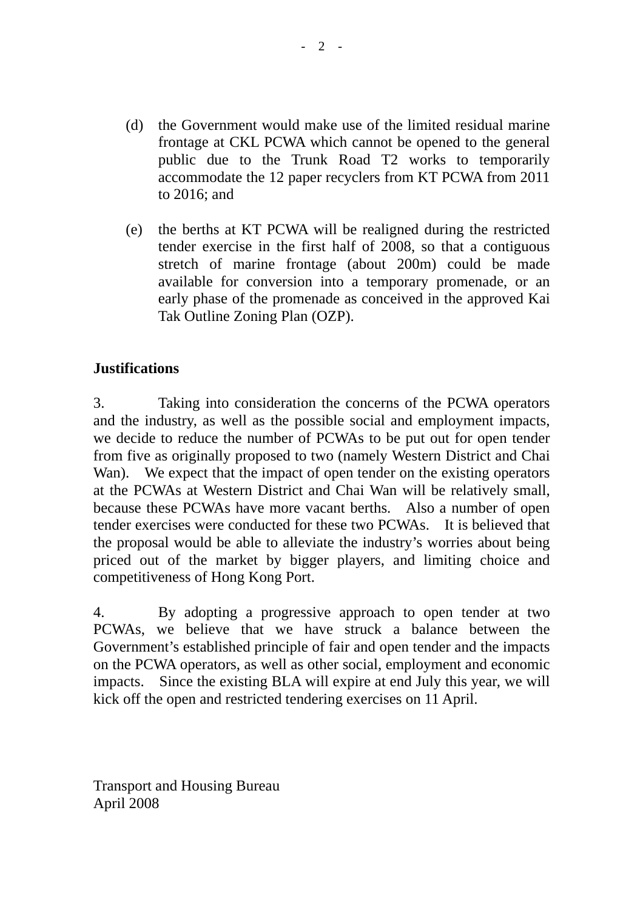(d) the Government would make use of the limited residual marine frontage at CKL PCWA which cannot be opened to the general public due to the Trunk Road T2 works to temporarily accommodate the 12 paper recyclers from KT PCWA from 2011 to 2016; and

(e) the berths at KT PCWA will be realigned during the restricted tender exercise in the first half of 2008, so that a contiguous stretch of marine frontage (about 200m) could be made available for conversion into a temporary promenade, or an early phase of the promenade as conceived in the approved Kai Tak Outline Zoning Plan (OZP).

**Justifications**

3. Taking into consideration the concerns of the PCWA operators and the industry, as well as the possible social and employment impacts, we decide to reduce the number of PCWAs to be put out for open tender from five as originally proposed to two (namely Western District and Chai Wan). We expect that the impact of open tender on the existing operators at the PCWAs at Western District and Chai Wan will be relatively small, because these PCWAs have more vacant berths. Also a number of open tender exercises were conducted for these two PCWAs. It is believed that the proposal would be able to alleviate the industry's worries about being priced out of the market by bigger players, and limiting choice and competitiveness of Hong Kong Port.

4. By adopting a progressive approach to open tender at two PCWAs, we believe that we have struck a balance between the Government's established principle of fair and open tender and the impacts on the PCWA operators, as well as other social, employment and economic impacts. Since the existing BLA will expire at end July this year, we will kick off the open and restricted tendering exercises on 11 April.

Transport and Housing Bureau
April 2008